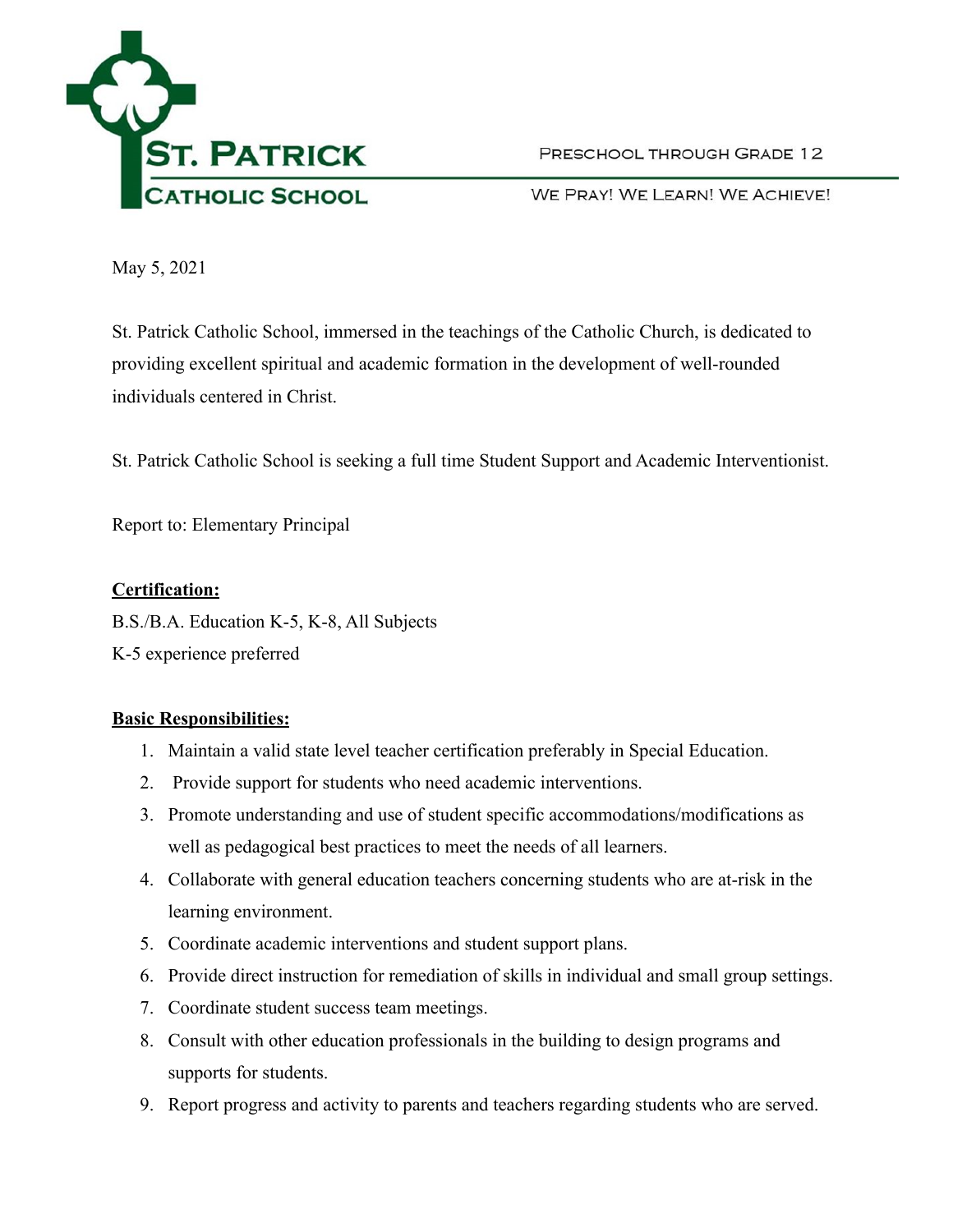**ST. PATRICK CATHOLIC SCHOOL**

PRESCHOOL THROUGH GRADE 12

WE PRAY! WE LEARN! WE ACHIEVE!

May 5, 2021

St. Patrick Catholic School, immersed in the teachings of the Catholic Church, is dedicated to providing excellent spiritual and academic formation in the development of well-rounded individuals centered in Christ.

St. Patrick Catholic School is seeking a full time Student Support and Academic Interventionist.

Report to: Elementary Principal

**Certification:**

B.S./B.A. Education K-5, K-8, All Subjects

K-5 experience preferred

**Basic Responsibilities:**

1. Maintain a valid state level teacher certification preferably in Special Education.
2. Provide support for students who need academic interventions.
3. Promote understanding and use of student specific accommodations/modifications as well as pedagogical best practices to meet the needs of all learners.
4. Collaborate with general education teachers concerning students who are at-risk in the learning environment.
5. Coordinate academic interventions and student support plans.
6. Provide direct instruction for remediation of skills in individual and small group settings.
7. Coordinate student success team meetings.
8. Consult with other education professionals in the building to design programs and supports for students.
9. Report progress and activity to parents and teachers regarding students who are served.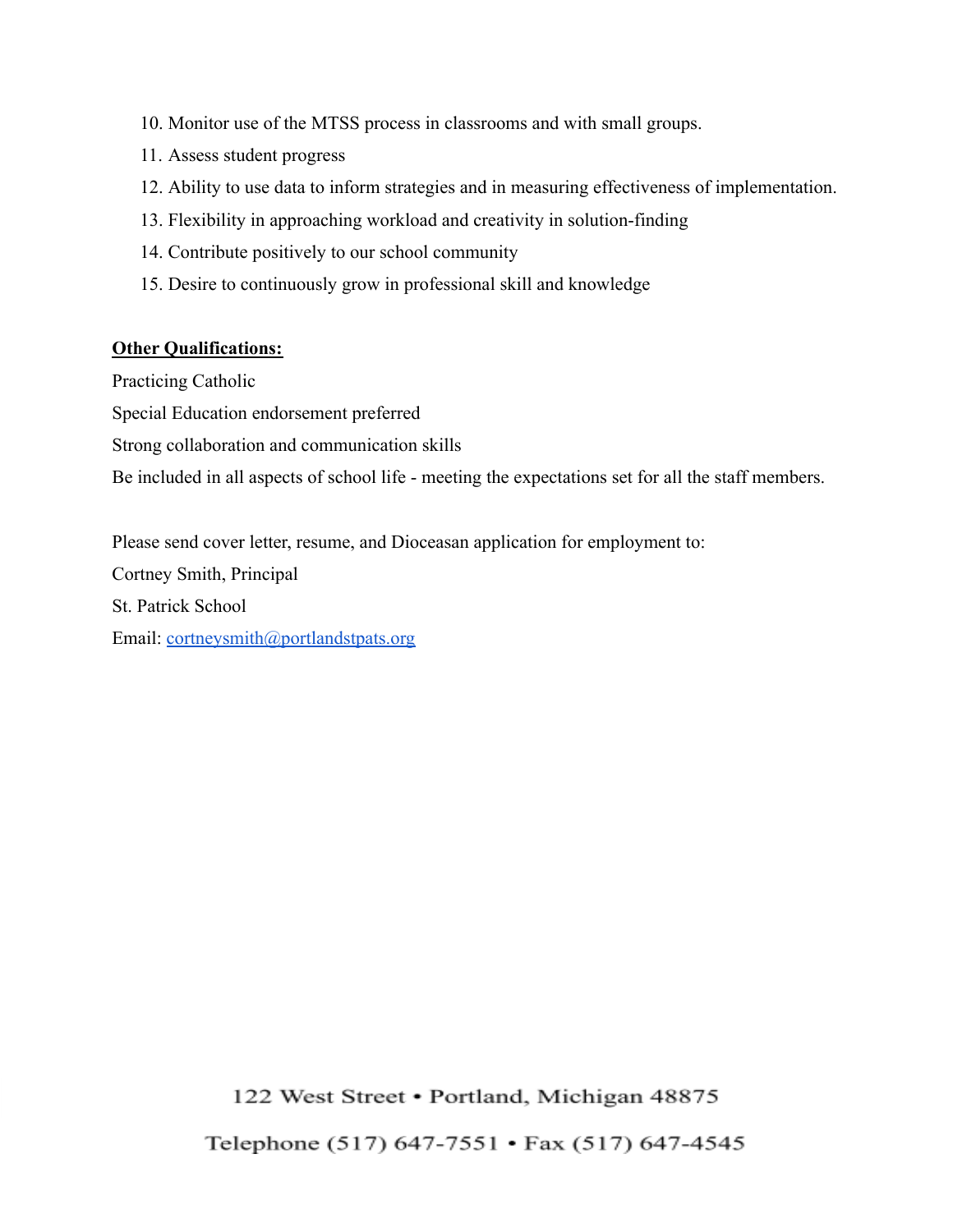10. Monitor use of the MTSS process in classrooms and with small groups.
11. Assess student progress
12. Ability to use data to inform strategies and in measuring effectiveness of implementation.
13. Flexibility in approaching workload and creativity in solution-finding
14. Contribute positively to our school community
15. Desire to continuously grow in professional skill and knowledge

**Other Qualifications:**

Practicing Catholic

Special Education endorsement preferred

Strong collaboration and communication skills

Be included in all aspects of school life - meeting the expectations set for all the staff members.

Please send cover letter, resume, and Dioceasan application for employment to:

Cortney Smith, Principal

St. Patrick School

Email: cortneysmith@portlandstpats.org

122 West Street • Portland, Michigan 48875

Telephone (517) 647-7551 • Fax (517) 647-4545